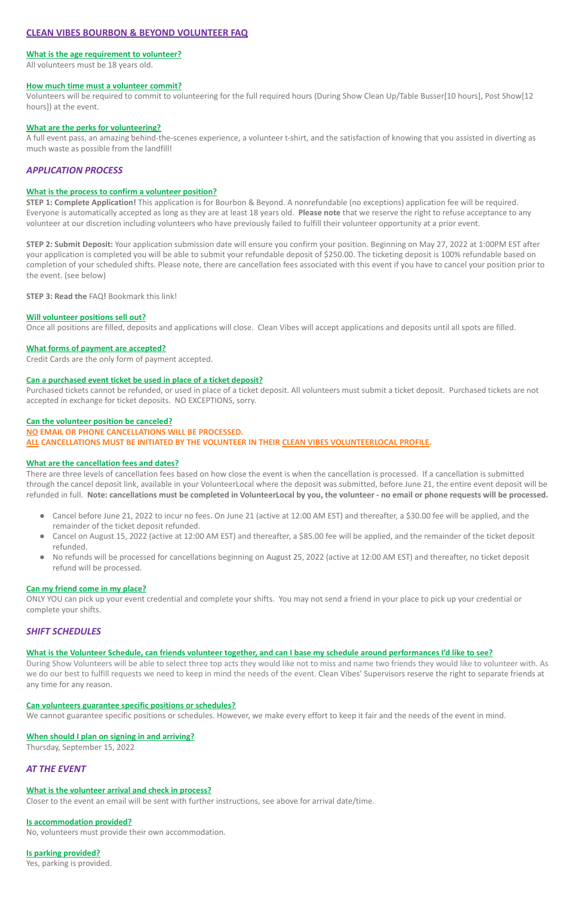# CLEAN VIBES BOURBON & BEYOND VOLUNTEER FAQ

### What is the age requirement to volunteer?

All volunteers must be 18 years old.

### How much time must a volunteer commit?

Volunteers will be required to commit to volunteering for the full required hours (During Show Clean Up/Table Busser[10 hours], Post Show[12 hours]) at the event.

### What are the perks for volunteering?

A full event pass, an amazing behind-the-scenes experience, a volunteer t-shirt, and the satisfaction of knowing that you assisted in diverting as much waste as possible from the landfill!

## *APPLICATION PROCESS*

### What is the process to confirm a volunteer position?

**STEP 1: Complete Application!** This application is for Bourbon & Beyond. A nonrefundable (no exceptions) application fee will be required. Everyone is automatically accepted as long as they are at least 18 years old. **Please note** that we reserve the right to refuse acceptance to any volunteer at our discretion including volunteers who have previously failed to fulfill their volunteer opportunity at a prior event.

**STEP 2: Submit Deposit:** Your application submission date will ensure you confirm your position. Beginning on May 27, 2022 at 1:00PM EST after your application is completed you will be able to submit your refundable deposit of $250.00. The ticketing deposit is 100% refundable based on completion of your scheduled shifts. Please note, there are cancellation fees associated with this event if you have to cancel your position prior to the event. (see below)

**STEP 3: Read the** FAQ**!** Bookmark this link!

### Will volunteer positions sell out?

Once all positions are filled, deposits and applications will close. Clean Vibes will accept applications and deposits until all spots are filled.

### What forms of payment are accepted?

Credit Cards are the only form of payment accepted.

### Can a purchased event ticket be used in place of a ticket deposit?

Purchased tickets cannot be refunded, or used in place of a ticket deposit. All volunteers must submit a ticket deposit. Purchased tickets are not accepted in exchange for ticket deposits. NO EXCEPTIONS, sorry.

### Can the volunteer position be canceled?

**NO EMAIL OR PHONE CANCELLATIONS WILL BE PROCESSED.**
**ALL CANCELLATIONS MUST BE INITIATED BY THE VOLUNTEER IN THEIR CLEAN VIBES VOLUNTEERLOCAL PROFILE.**

### What are the cancellation fees and dates?

There are three levels of cancellation fees based on how close the event is when the cancellation is processed. If a cancellation is submitted through the cancel deposit link, available in your VolunteerLocal where the deposit was submitted, before June 21, the entire event deposit will be refunded in full. **Note: cancellations must be completed in VolunteerLocal by you, the volunteer - no email or phone requests will be processed.**

- Cancel before June 21, 2022 to incur no fees. On June 21 (active at 12:00 AM EST) and thereafter, a $30.00 fee will be applied, and the remainder of the ticket deposit refunded.
- Cancel on August 15, 2022 (active at 12:00 AM EST) and thereafter, a $85.00 fee will be applied, and the remainder of the ticket deposit refunded.
- No refunds will be processed for cancellations beginning on August 25, 2022 (active at 12:00 AM EST) and thereafter, no ticket deposit refund will be processed.

### Can my friend come in my place?

ONLY YOU can pick up your event credential and complete your shifts. You may not send a friend in your place to pick up your credential or complete your shifts.

## *SHIFT SCHEDULES*

### What is the Volunteer Schedule, can friends volunteer together, and can I base my schedule around performances I'd like to see?

During Show Volunteers will be able to select three top acts they would like not to miss and name two friends they would like to volunteer with. As we do our best to fulfill requests we need to keep in mind the needs of the event. Clean Vibes' Supervisors reserve the right to separate friends at any time for any reason.

### Can volunteers guarantee specific positions or schedules?

We cannot guarantee specific positions or schedules. However, we make every effort to keep it fair and the needs of the event in mind.

### When should I plan on signing in and arriving?

Thursday, September 15, 2022

## *AT THE EVENT*

### What is the volunteer arrival and check in process?

Closer to the event an email will be sent with further instructions, see above for arrival date/time.

### Is accommodation provided?

No, volunteers must provide their own accommodation.

### Is parking provided?

Yes, parking is provided.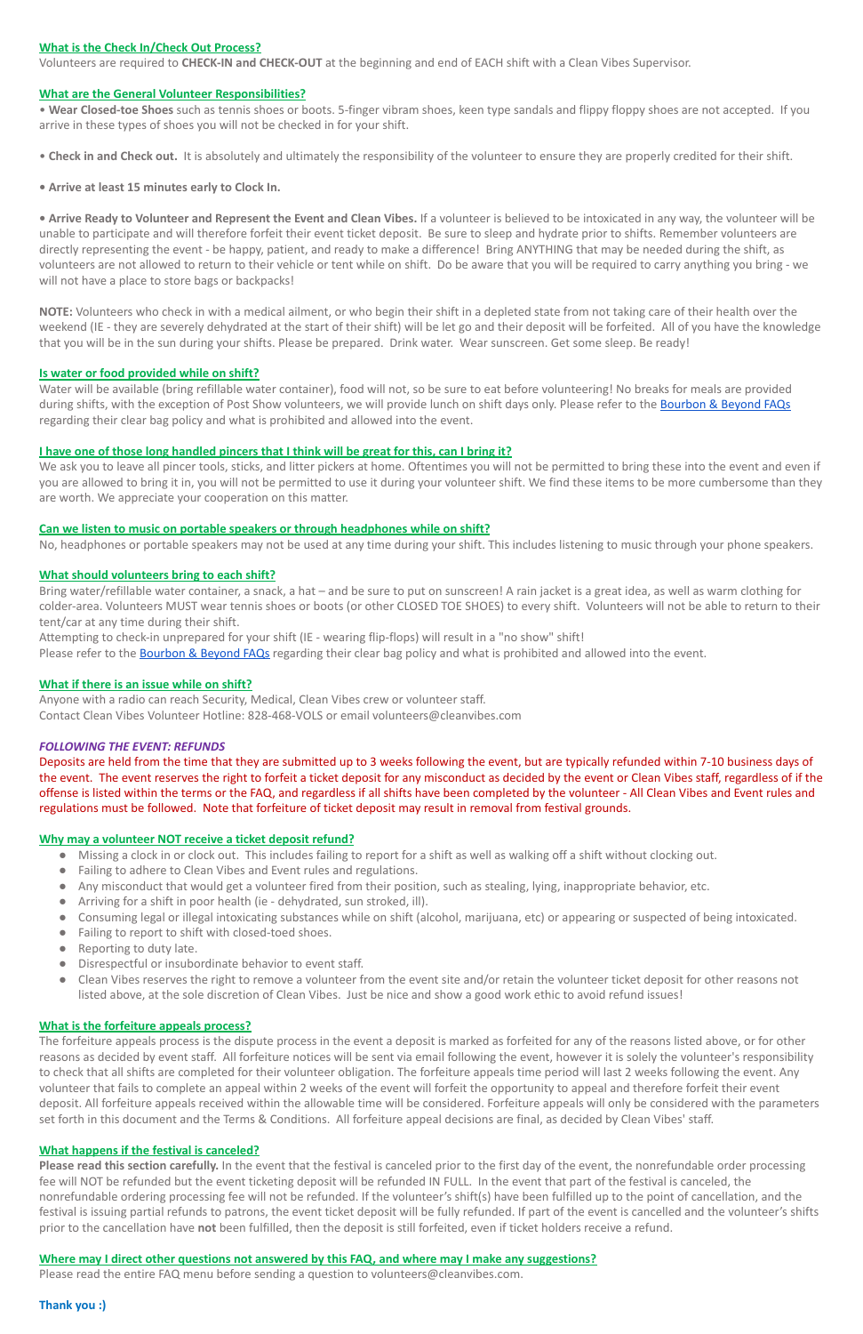### What is the Check In/Check Out Process?

Volunteers are required to **CHECK-IN and CHECK-OUT** at the beginning and end of EACH shift with a Clean Vibes Supervisor.

### What are the General Volunteer Responsibilities?

• **Wear Closed-toe Shoes** such as tennis shoes or boots. 5-finger vibram shoes, keen type sandals and flippy floppy shoes are not accepted. If you arrive in these types of shoes you will not be checked in for your shift.

• **Check in and Check out.** It is absolutely and ultimately the responsibility of the volunteer to ensure they are properly credited for their shift.

**• Arrive at least 15 minutes early to Clock In.**

**• Arrive Ready to Volunteer and Represent the Event and Clean Vibes.** If a volunteer is believed to be intoxicated in any way, the volunteer will be unable to participate and will therefore forfeit their event ticket deposit. Be sure to sleep and hydrate prior to shifts. Remember volunteers are directly representing the event - be happy, patient, and ready to make a difference! Bring ANYTHING that may be needed during the shift, as volunteers are not allowed to return to their vehicle or tent while on shift. Do be aware that you will be required to carry anything you bring - we will not have a place to store bags or backpacks!

**NOTE:** Volunteers who check in with a medical ailment, or who begin their shift in a depleted state from not taking care of their health over the weekend (IE - they are severely dehydrated at the start of their shift) will be let go and their deposit will be forfeited. All of you have the knowledge that you will be in the sun during your shifts. Please be prepared. Drink water. Wear sunscreen. Get some sleep. Be ready!

### Is water or food provided while on shift?

Water will be available (bring refillable water container), food will not, so be sure to eat before volunteering! No breaks for meals are provided during shifts, with the exception of Post Show volunteers, we will provide lunch on shift days only. Please refer to the Bourbon & Beyond FAQs regarding their clear bag policy and what is prohibited and allowed into the event.

### I have one of those long handled pincers that I think will be great for this, can I bring it?

We ask you to leave all pincer tools, sticks, and litter pickers at home. Oftentimes you will not be permitted to bring these into the event and even if you are allowed to bring it in, you will not be permitted to use it during your volunteer shift. We find these items to be more cumbersome than they are worth. We appreciate your cooperation on this matter.

### Can we listen to music on portable speakers or through headphones while on shift?

No, headphones or portable speakers may not be used at any time during your shift. This includes listening to music through your phone speakers.

### What should volunteers bring to each shift?

Bring water/refillable water container, a snack, a hat – and be sure to put on sunscreen! A rain jacket is a great idea, as well as warm clothing for colder-area. Volunteers MUST wear tennis shoes or boots (or other CLOSED TOE SHOES) to every shift. Volunteers will not be able to return to their tent/car at any time during their shift.

Attempting to check-in unprepared for your shift (IE - wearing flip-flops) will result in a "no show" shift!

Please refer to the Bourbon & Beyond FAQs regarding their clear bag policy and what is prohibited and allowed into the event.

### What if there is an issue while on shift?

Anyone with a radio can reach Security, Medical, Clean Vibes crew or volunteer staff.

Contact Clean Vibes Volunteer Hotline: 828-468-VOLS or email volunteers@cleanvibes.com

### *FOLLOWING THE EVENT: REFUNDS*

Deposits are held from the time that they are submitted up to 3 weeks following the event, but are typically refunded within 7-10 business days of the event. The event reserves the right to forfeit a ticket deposit for any misconduct as decided by the event or Clean Vibes staff, regardless of if the offense is listed within the terms or the FAQ, and regardless if all shifts have been completed by the volunteer - All Clean Vibes and Event rules and regulations must be followed. Note that forfeiture of ticket deposit may result in removal from festival grounds.

### Why may a volunteer NOT receive a ticket deposit refund?

- Missing a clock in or clock out. This includes failing to report for a shift as well as walking off a shift without clocking out.
- Failing to adhere to Clean Vibes and Event rules and regulations.
- Any misconduct that would get a volunteer fired from their position, such as stealing, lying, inappropriate behavior, etc.
- Arriving for a shift in poor health (ie - dehydrated, sun stroked, ill).
- Consuming legal or illegal intoxicating substances while on shift (alcohol, marijuana, etc) or appearing or suspected of being intoxicated.
- Failing to report to shift with closed-toed shoes.
- Reporting to duty late.
- Disrespectful or insubordinate behavior to event staff.
- Clean Vibes reserves the right to remove a volunteer from the event site and/or retain the volunteer ticket deposit for other reasons not listed above, at the sole discretion of Clean Vibes. Just be nice and show a good work ethic to avoid refund issues!

### What is the forfeiture appeals process?

The forfeiture appeals process is the dispute process in the event a deposit is marked as forfeited for any of the reasons listed above, or for other reasons as decided by event staff. All forfeiture notices will be sent via email following the event, however it is solely the volunteer's responsibility to check that all shifts are completed for their volunteer obligation. The forfeiture appeals time period will last 2 weeks following the event. Any volunteer that fails to complete an appeal within 2 weeks of the event will forfeit the opportunity to appeal and therefore forfeit their event deposit. All forfeiture appeals received within the allowable time will be considered. Forfeiture appeals will only be considered with the parameters set forth in this document and the Terms & Conditions. All forfeiture appeal decisions are final, as decided by Clean Vibes' staff.

### What happens if the festival is canceled?

**Please read this section carefully.** In the event that the festival is canceled prior to the first day of the event, the nonrefundable order processing fee will NOT be refunded but the event ticketing deposit will be refunded IN FULL. In the event that part of the festival is canceled, the nonrefundable ordering processing fee will not be refunded. If the volunteer's shift(s) have been fulfilled up to the point of cancellation, and the festival is issuing partial refunds to patrons, the event ticket deposit will be fully refunded. If part of the event is cancelled and the volunteer's shifts prior to the cancellation have **not** been fulfilled, then the deposit is still forfeited, even if ticket holders receive a refund.

### Where may I direct other questions not answered by this FAQ, and where may I make any suggestions?

Please read the entire FAQ menu before sending a question to volunteers@cleanvibes.com.

**Thank you :)**